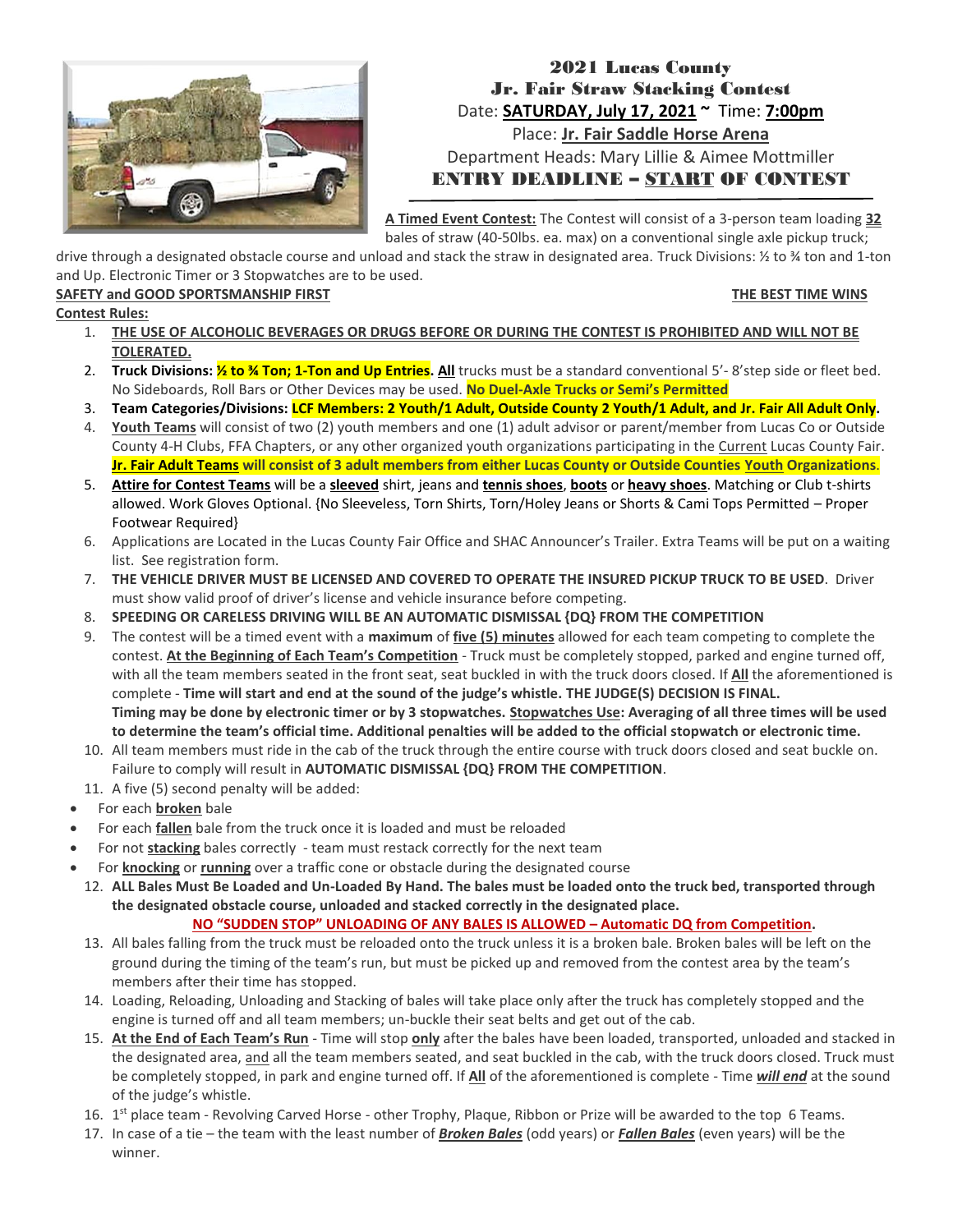# 2021 Lucas County

## Jr. Fair Straw Stacking Contest

Date: **SATURDAY, July 17, 2021** ~ Time: **7:00pm**

Place: **Jr. Fair Saddle Horse Arena**

Department Heads: Mary Lillie & Aimee Mottmiller

## ENTRY DEADLINE – START OF CONTEST

**A Timed Event Contest:** The Contest will consist of a 3-person team loading **32** bales of straw (40-50lbs. ea. max) on a conventional single axle pickup truck; drive through a designated obstacle course and unload and stack the straw in designated area. Truck Divisions: ½ to ¾ ton and 1-ton and Up. Electronic Timer or 3 Stopwatches are to be used.

**SAFETY and GOOD SPORTSMANSHIP FIRST** — **THE BEST TIME WINS**

**Contest Rules:**

1. **THE USE OF ALCOHOLIC BEVERAGES OR DRUGS BEFORE OR DURING THE CONTEST IS PROHIBITED AND WILL NOT BE TOLERATED.**
2. **Truck Divisions: ½ to ¾ Ton; 1-Ton and Up Entries. All** trucks must be a standard conventional 5'- 8'step side or fleet bed. No Sideboards, Roll Bars or Other Devices may be used. **No Duel-Axle Trucks or Semi's Permitted**
3. **Team Categories/Divisions: LCF Members: 2 Youth/1 Adult, Outside County 2 Youth/1 Adult, and Jr. Fair All Adult Only.**
4. **Youth Teams** will consist of two (2) youth members and one (1) adult advisor or parent/member from Lucas Co or Outside County 4-H Clubs, FFA Chapters, or any other organized youth organizations participating in the Current Lucas County Fair. **Jr. Fair Adult Teams will consist of 3 adult members from either Lucas County or Outside Counties Youth Organizations.**
5. **Attire for Contest Teams** will be a **sleeved** shirt, jeans and **tennis shoes**, **boots** or **heavy shoes**. Matching or Club t-shirts allowed. Work Gloves Optional. {No Sleeveless, Torn Shirts, Torn/Holey Jeans or Shorts & Cami Tops Permitted – Proper Footwear Required}
6. Applications are Located in the Lucas County Fair Office and SHAC Announcer's Trailer. Extra Teams will be put on a waiting list. See registration form.
7. **THE VEHICLE DRIVER MUST BE LICENSED AND COVERED TO OPERATE THE INSURED PICKUP TRUCK TO BE USED**. Driver must show valid proof of driver's license and vehicle insurance before competing.
8. **SPEEDING OR CARELESS DRIVING WILL BE AN AUTOMATIC DISMISSAL {DQ} FROM THE COMPETITION**
9. The contest will be a timed event with a **maximum** of **five (5) minutes** allowed for each team competing to complete the contest. **At the Beginning of Each Team's Competition** - Truck must be completely stopped, parked and engine turned off, with all the team members seated in the front seat, seat buckled in with the truck doors closed. If **All** the aforementioned is complete - **Time will start and end at the sound of the judge's whistle. THE JUDGE(S) DECISION IS FINAL. Timing may be done by electronic timer or by 3 stopwatches. Stopwatches Use: Averaging of all three times will be used to determine the team's official time. Additional penalties will be added to the official stopwatch or electronic time.**
10. All team members must ride in the cab of the truck through the entire course with truck doors closed and seat buckle on. Failure to comply will result in **AUTOMATIC DISMISSAL {DQ} FROM THE COMPETITION**.
11. A five (5) second penalty will be added:
    - For each **broken** bale
    - For each **fallen** bale from the truck once it is loaded and must be reloaded
    - For not **stacking** bales correctly - team must restack correctly for the next team
    - For **knocking** or **running** over a traffic cone or obstacle during the designated course
12. **ALL Bales Must Be Loaded and Un-Loaded By Hand. The bales must be loaded onto the truck bed, transported through the designated obstacle course, unloaded and stacked correctly in the designated place.**
    **NO "SUDDEN STOP" UNLOADING OF ANY BALES IS ALLOWED – Automatic DQ from Competition.**
13. All bales falling from the truck must be reloaded onto the truck unless it is a broken bale. Broken bales will be left on the ground during the timing of the team's run, but must be picked up and removed from the contest area by the team's members after their time has stopped.
14. Loading, Reloading, Unloading and Stacking of bales will take place only after the truck has completely stopped and the engine is turned off and all team members; un-buckle their seat belts and get out of the cab.
15. **At the End of Each Team's Run** - Time will stop **only** after the bales have been loaded, transported, unloaded and stacked in the designated area, and all the team members seated, and seat buckled in the cab, with the truck doors closed. Truck must be completely stopped, in park and engine turned off. If **All** of the aforementioned is complete - Time ***will end*** at the sound of the judge's whistle.
16. 1st place team - Revolving Carved Horse - other Trophy, Plaque, Ribbon or Prize will be awarded to the top 6 Teams.
17. In case of a tie – the team with the least number of ***Broken Bales*** (odd years) or ***Fallen Bales*** (even years) will be the winner.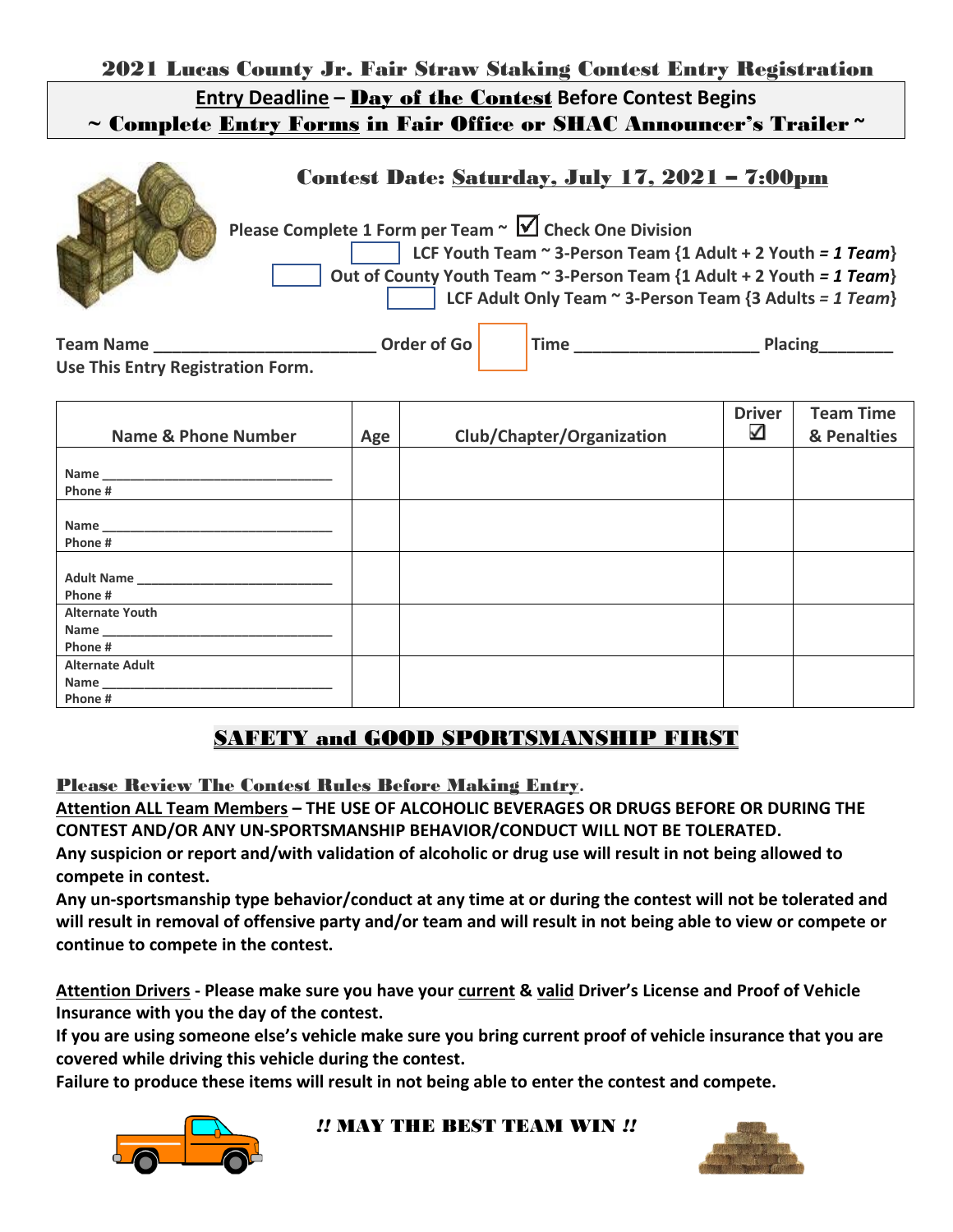# 2021 Lucas County Jr. Fair Straw Staking Contest Entry Registration

**Entry Deadline – Day of the Contest Before Contest Begins**

**~ Complete Entry Forms in Fair Office or SHAC Announcer's Trailer ~**

**Contest Date: Saturday, July 17, 2021 – 7:00pm**

Please Complete 1 Form per Team ~ ☑ Check One Division

☐ LCF Youth Team ~ 3-Person Team {1 Adult + 2 Youth = *1 Team*}

☐ Out of County Youth Team ~ 3-Person Team {1 Adult + 2 Youth = *1 Team*}

☐ LCF Adult Only Team ~ 3-Person Team {3 Adults = *1 Team*}

Team Name ________________________ Order of Go ☐ Time ____________________ Placing________

Use This Entry Registration Form.

| Name & Phone Number | Age | Club/Chapter/Organization | Driver ☑ | Team Time & Penalties |
|---|---|---|---|---|
| Name _______________________________ Phone # | | | | |
| Name _______________________________ Phone # | | | | |
| Adult Name ___________________________ Phone # | | | | |
| Alternate Youth Name _______________________________ Phone # | | | | |
| Alternate Adult Name _______________________________ Phone # | | | | |

## SAFETY and GOOD SPORTSMANSHIP FIRST

**Please Review The Contest Rules Before Making Entry.**

**Attention ALL Team Members – THE USE OF ALCOHOLIC BEVERAGES OR DRUGS BEFORE OR DURING THE CONTEST AND/OR ANY UN-SPORTSMANSHIP BEHAVIOR/CONDUCT WILL NOT BE TOLERATED.**

**Any suspicion or report and/with validation of alcoholic or drug use will result in not being allowed to compete in contest.**

**Any un-sportsmanship type behavior/conduct at any time at or during the contest will not be tolerated and will result in removal of offensive party and/or team and will result in not being able to view or compete or continue to compete in the contest.**

**Attention Drivers - Please make sure you have your current & valid Driver's License and Proof of Vehicle Insurance with you the day of the contest.**

**If you are using someone else's vehicle make sure you bring current proof of vehicle insurance that you are covered while driving this vehicle during the contest.**

**Failure to produce these items will result in not being able to enter the contest and compete.**

***!! MAY THE BEST TEAM WIN !!***